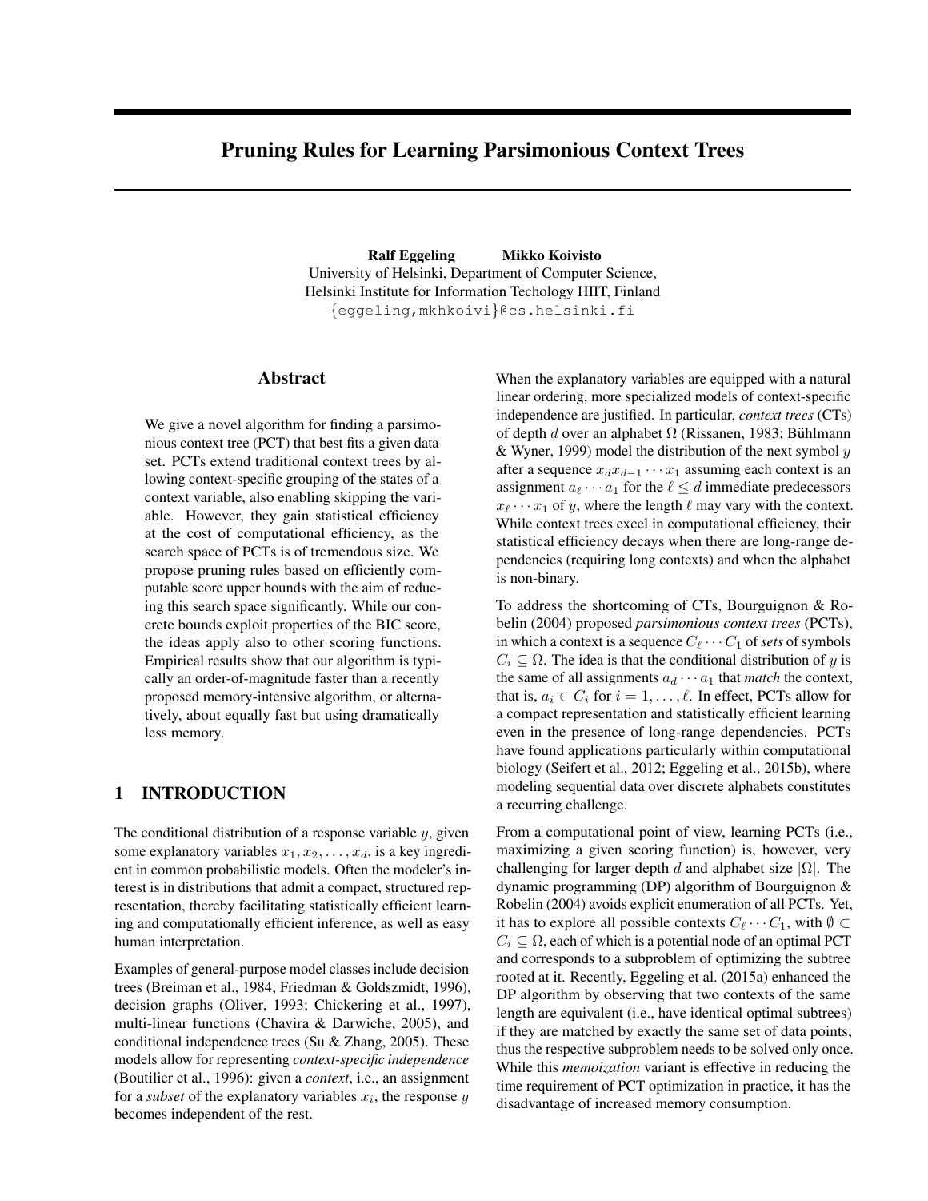# Pruning Rules for Learning Parsimonious Context Trees

**Ralf Eggeling** **Mikko Koivisto**

University of Helsinki, Department of Computer Science,
Helsinki Institute for Information Techology HIIT, Finland
{eggeling,mkhkoivi}@cs.helsinki.fi

## Abstract

We give a novel algorithm for finding a parsimonious context tree (PCT) that best fits a given data set. PCTs extend traditional context trees by allowing context-specific grouping of the states of a context variable, also enabling skipping the variable. However, they gain statistical efficiency at the cost of computational efficiency, as the search space of PCTs is of tremendous size. We propose pruning rules based on efficiently computable score upper bounds with the aim of reducing this search space significantly. While our concrete bounds exploit properties of the BIC score, the ideas apply also to other scoring functions. Empirical results show that our algorithm is typically an order-of-magnitude faster than a recently proposed memory-intensive algorithm, or alternatively, about equally fast but using dramatically less memory.

## 1 INTRODUCTION

The conditional distribution of a response variable $y$, given some explanatory variables $x_1, x_2, \ldots, x_d$, is a key ingredient in common probabilistic models. Often the modeler's interest is in distributions that admit a compact, structured representation, thereby facilitating statistically efficient learning and computationally efficient inference, as well as easy human interpretation.

Examples of general-purpose model classes include decision trees (Breiman et al., 1984; Friedman & Goldszmidt, 1996), decision graphs (Oliver, 1993; Chickering et al., 1997), multi-linear functions (Chavira & Darwiche, 2005), and conditional independence trees (Su & Zhang, 2005). These models allow for representing *context-specific independence* (Boutilier et al., 1996): given a *context*, i.e., an assignment for a *subset* of the explanatory variables $x_i$, the response $y$ becomes independent of the rest.

When the explanatory variables are equipped with a natural linear ordering, more specialized models of context-specific independence are justified. In particular, *context trees* (CTs) of depth $d$ over an alphabet $\Omega$ (Rissanen, 1983; Bühlmann & Wyner, 1999) model the distribution of the next symbol $y$ after a sequence $x_d x_{d-1} \cdots x_1$ assuming each context is an assignment $a_\ell \cdots a_1$ for the $\ell \leq d$ immediate predecessors $x_\ell \cdots x_1$ of $y$, where the length $\ell$ may vary with the context. While context trees excel in computational efficiency, their statistical efficiency decays when there are long-range dependencies (requiring long contexts) and when the alphabet is non-binary.

To address the shortcoming of CTs, Bourguignon & Robelin (2004) proposed *parsimonious context trees* (PCTs), in which a context is a sequence $C_\ell \cdots C_1$ of *sets* of symbols $C_i \subseteq \Omega$. The idea is that the conditional distribution of $y$ is the same of all assignments $a_d \cdots a_1$ that *match* the context, that is, $a_i \in C_i$ for $i = 1, \ldots, \ell$. In effect, PCTs allow for a compact representation and statistically efficient learning even in the presence of long-range dependencies. PCTs have found applications particularly within computational biology (Seifert et al., 2012; Eggeling et al., 2015b), where modeling sequential data over discrete alphabets constitutes a recurring challenge.

From a computational point of view, learning PCTs (i.e., maximizing a given scoring function) is, however, very challenging for larger depth $d$ and alphabet size $|\Omega|$. The dynamic programming (DP) algorithm of Bourguignon & Robelin (2004) avoids explicit enumeration of all PCTs. Yet, it has to explore all possible contexts $C_\ell \cdots C_1$, with $\emptyset \subset C_i \subseteq \Omega$, each of which is a potential node of an optimal PCT and corresponds to a subproblem of optimizing the subtree rooted at it. Recently, Eggeling et al. (2015a) enhanced the DP algorithm by observing that two contexts of the same length are equivalent (i.e., have identical optimal subtrees) if they are matched by exactly the same set of data points; thus the respective subproblem needs to be solved only once. While this *memoization* variant is effective in reducing the time requirement of PCT optimization in practice, it has the disadvantage of increased memory consumption.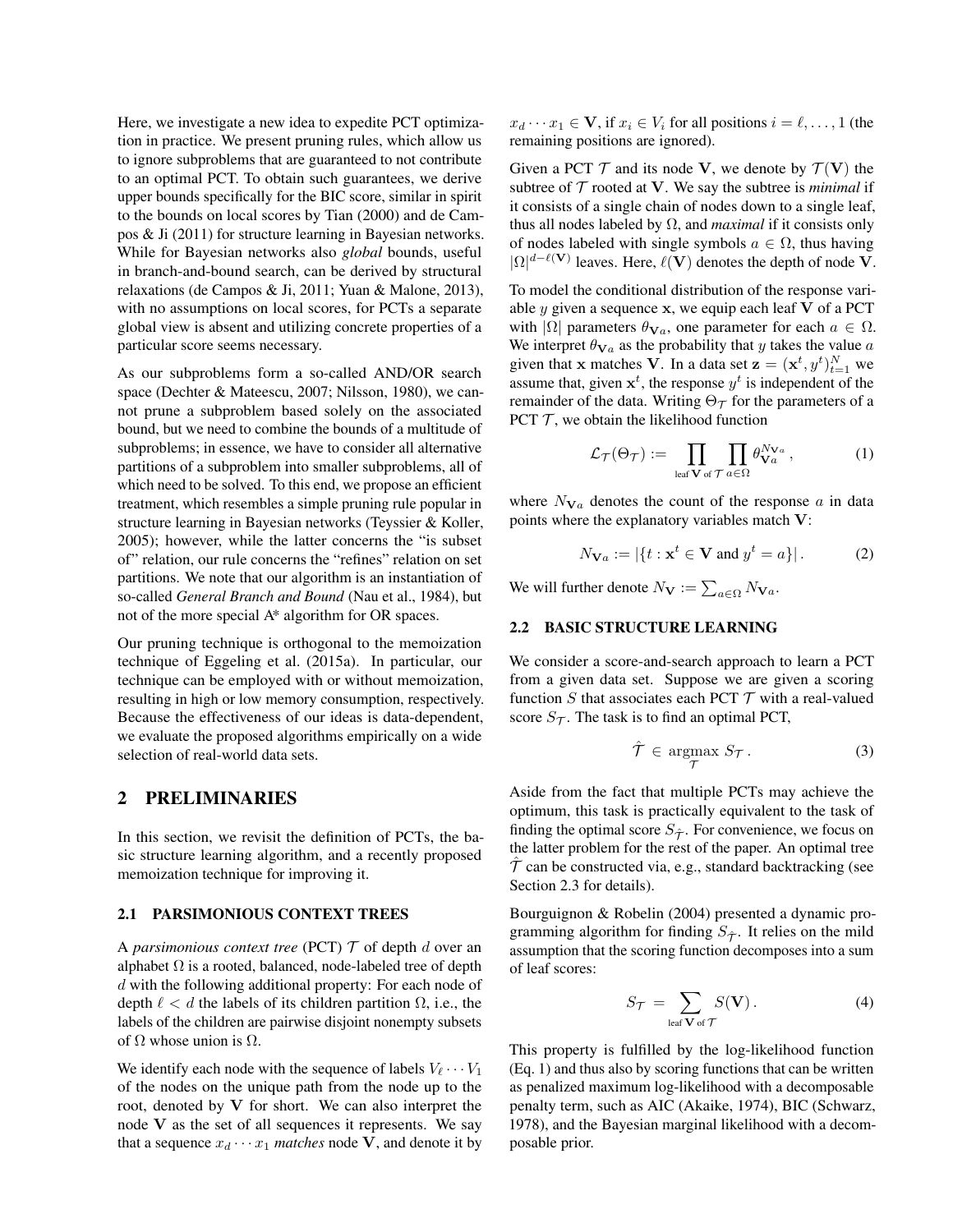Here, we investigate a new idea to expedite PCT optimization in practice. We present pruning rules, which allow us to ignore subproblems that are guaranteed to not contribute to an optimal PCT. To obtain such guarantees, we derive upper bounds specifically for the BIC score, similar in spirit to the bounds on local scores by Tian (2000) and de Campos & Ji (2011) for structure learning in Bayesian networks. While for Bayesian networks also *global* bounds, useful in branch-and-bound search, can be derived by structural relaxations (de Campos & Ji, 2011; Yuan & Malone, 2013), with no assumptions on local scores, for PCTs a separate global view is absent and utilizing concrete properties of a particular score seems necessary.

As our subproblems form a so-called AND/OR search space (Dechter & Mateescu, 2007; Nilsson, 1980), we cannot prune a subproblem based solely on the associated bound, but we need to combine the bounds of a multitude of subproblems; in essence, we have to consider all alternative partitions of a subproblem into smaller subproblems, all of which need to be solved. To this end, we propose an efficient treatment, which resembles a simple pruning rule popular in structure learning in Bayesian networks (Teyssier & Koller, 2005); however, while the latter concerns the "is subset of" relation, our rule concerns the "refines" relation on set partitions. We note that our algorithm is an instantiation of so-called *General Branch and Bound* (Nau et al., 1984), but not of the more special A* algorithm for OR spaces.

Our pruning technique is orthogonal to the memoization technique of Eggeling et al. (2015a). In particular, our technique can be employed with or without memoization, resulting in high or low memory consumption, respectively. Because the effectiveness of our ideas is data-dependent, we evaluate the proposed algorithms empirically on a wide selection of real-world data sets.

# 2 PRELIMINARIES

In this section, we revisit the definition of PCTs, the basic structure learning algorithm, and a recently proposed memoization technique for improving it.

## 2.1 PARSIMONIOUS CONTEXT TREES

A *parsimonious context tree* (PCT) $\mathcal{T}$ of depth $d$ over an alphabet $\Omega$ is a rooted, balanced, node-labeled tree of depth $d$ with the following additional property: For each node of depth $\ell < d$ the labels of its children partition $\Omega$, i.e., the labels of the children are pairwise disjoint nonempty subsets of $\Omega$ whose union is $\Omega$.

We identify each node with the sequence of labels $V_\ell \cdots V_1$ of the nodes on the unique path from the node up to the root, denoted by $\mathbf{V}$ for short. We can also interpret the node $\mathbf{V}$ as the set of all sequences it represents. We say that a sequence $x_d \cdots x_1$ *matches* node $\mathbf{V}$, and denote it by $x_d \cdots x_1 \in \mathbf{V}$, if $x_i \in V_i$ for all positions $i = \ell, \ldots, 1$ (the remaining positions are ignored).

Given a PCT $\mathcal{T}$ and its node $\mathbf{V}$, we denote by $\mathcal{T}(\mathbf{V})$ the subtree of $\mathcal{T}$ rooted at $\mathbf{V}$. We say the subtree is *minimal* if it consists of a single chain of nodes down to a single leaf, thus all nodes labeled by $\Omega$, and *maximal* if it consists only of nodes labeled with single symbols $a \in \Omega$, thus having $|\Omega|^{d-\ell(\mathbf{V})}$ leaves. Here, $\ell(\mathbf{V})$ denotes the depth of node $\mathbf{V}$.

To model the conditional distribution of the response variable $y$ given a sequence $\mathbf{x}$, we equip each leaf $\mathbf{V}$ of a PCT with $|\Omega|$ parameters $\theta_{\mathbf{V}a}$, one parameter for each $a \in \Omega$. We interpret $\theta_{\mathbf{V}a}$ as the probability that $y$ takes the value $a$ given that $\mathbf{x}$ matches $\mathbf{V}$. In a data set $\mathbf{z} = (\mathbf{x}^t, y^t)_{t=1}^N$ we assume that, given $\mathbf{x}^t$, the response $y^t$ is independent of the remainder of the data. Writing $\Theta_\mathcal{T}$ for the parameters of a PCT $\mathcal{T}$, we obtain the likelihood function

$$\mathcal{L}_\mathcal{T}(\Theta_\mathcal{T}) := \prod_{\text{leaf } \mathbf{V} \text{ of } \mathcal{T}} \prod_{a \in \Omega} \theta_{\mathbf{V}a}^{N_{\mathbf{V}a}}, \tag{1}$$

where $N_{\mathbf{V}a}$ denotes the count of the response $a$ in data points where the explanatory variables match $\mathbf{V}$:

$$N_{\mathbf{V}a} := |\{t : \mathbf{x}^t \in \mathbf{V} \text{ and } y^t = a\}|. \tag{2}$$

We will further denote $N_\mathbf{V} := \sum_{a \in \Omega} N_{\mathbf{V}a}$.

## 2.2 BASIC STRUCTURE LEARNING

We consider a score-and-search approach to learn a PCT from a given data set. Suppose we are given a scoring function $S$ that associates each PCT $\mathcal{T}$ with a real-valued score $S_\mathcal{T}$. The task is to find an optimal PCT,

$$\hat{\mathcal{T}} \in \operatorname*{argmax}_{\mathcal{T}} S_\mathcal{T}. \tag{3}$$

Aside from the fact that multiple PCTs may achieve the optimum, this task is practically equivalent to the task of finding the optimal score $S_{\hat{\mathcal{T}}}$. For convenience, we focus on the latter problem for the rest of the paper. An optimal tree $\hat{\mathcal{T}}$ can be constructed via, e.g., standard backtracking (see Section 2.3 for details).

Bourguignon & Robelin (2004) presented a dynamic programming algorithm for finding $S_{\hat{\mathcal{T}}}$. It relies on the mild assumption that the scoring function decomposes into a sum of leaf scores:

$$S_\mathcal{T} = \sum_{\text{leaf } \mathbf{V} \text{ of } \mathcal{T}} S(\mathbf{V}). \tag{4}$$

This property is fulfilled by the log-likelihood function (Eq. 1) and thus also by scoring functions that can be written as penalized maximum log-likelihood with a decomposable penalty term, such as AIC (Akaike, 1974), BIC (Schwarz, 1978), and the Bayesian marginal likelihood with a decomposable prior.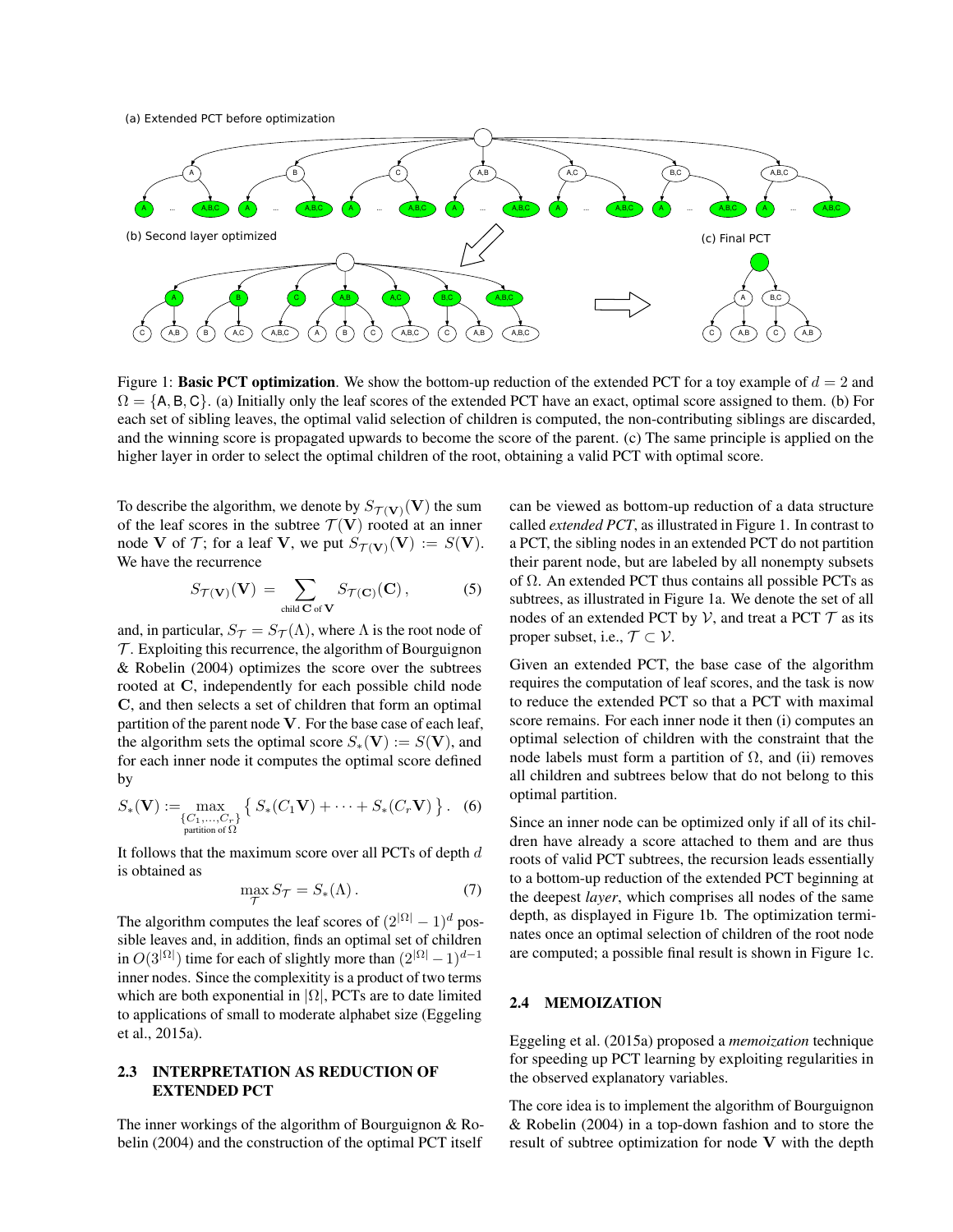(a) Extended PCT before optimization

(b) Second layer optimized

(c) Final PCT

Figure 1: **Basic PCT optimization**. We show the bottom-up reduction of the extended PCT for a toy example of $d = 2$ and $\Omega = \{\mathsf{A}, \mathsf{B}, \mathsf{C}\}$. (a) Initially only the leaf scores of the extended PCT have an exact, optimal score assigned to them. (b) For each set of sibling leaves, the optimal valid selection of children is computed, the non-contributing siblings are discarded, and the winning score is propagated upwards to become the score of the parent. (c) The same principle is applied on the higher layer in order to select the optimal children of the root, obtaining a valid PCT with optimal score.

To describe the algorithm, we denote by $S_{\mathcal{T}(\mathbf{V})}(\mathbf{V})$ the sum of the leaf scores in the subtree $\mathcal{T}(\mathbf{V})$ rooted at an inner node $\mathbf{V}$ of $\mathcal{T}$; for a leaf $\mathbf{V}$, we put $S_{\mathcal{T}(\mathbf{V})}(\mathbf{V}) := S(\mathbf{V})$. We have the recurrence

$$S_{\mathcal{T}(\mathbf{V})}(\mathbf{V}) = \sum_{\text{child } \mathbf{C} \text{ of } \mathbf{V}} S_{\mathcal{T}(\mathbf{C})}(\mathbf{C}), \tag{5}$$

and, in particular, $S_{\mathcal{T}} = S_{\mathcal{T}}(\Lambda)$, where $\Lambda$ is the root node of $\mathcal{T}$. Exploiting this recurrence, the algorithm of Bourguignon & Robelin (2004) optimizes the score over the subtrees rooted at $\mathbf{C}$, independently for each possible child node $\mathbf{C}$, and then selects a set of children that form an optimal partition of the parent node $\mathbf{V}$. For the base case of each leaf, the algorithm sets the optimal score $S_*(\mathbf{V}) := S(\mathbf{V})$, and for each inner node it computes the optimal score defined by

$$S_*(\mathbf{V}) := \max_{\substack{\{C_1,\ldots,C_r\} \\ \text{partition of } \Omega}} \left\{ S_*(C_1\mathbf{V}) + \cdots + S_*(C_r\mathbf{V}) \right\}. \tag{6}$$

It follows that the maximum score over all PCTs of depth $d$ is obtained as

$$\max_{\mathcal{T}} S_{\mathcal{T}} = S_*(\Lambda). \tag{7}$$

The algorithm computes the leaf scores of $(2^{|\Omega|} - 1)^d$ possible leaves and, in addition, finds an optimal set of children in $O(3^{|\Omega|})$ time for each of slightly more than $(2^{|\Omega|} - 1)^{d-1}$ inner nodes. Since the complexitity is a product of two terms which are both exponential in $|\Omega|$, PCTs are to date limited to applications of small to moderate alphabet size (Eggeling et al., 2015a).

### 2.3 INTERPRETATION AS REDUCTION OF EXTENDED PCT

The inner workings of the algorithm of Bourguignon & Robelin (2004) and the construction of the optimal PCT itself can be viewed as bottom-up reduction of a data structure called *extended PCT*, as illustrated in Figure 1. In contrast to a PCT, the sibling nodes in an extended PCT do not partition their parent node, but are labeled by all nonempty subsets of $\Omega$. An extended PCT thus contains all possible PCTs as subtrees, as illustrated in Figure 1a. We denote the set of all nodes of an extended PCT by $\mathcal{V}$, and treat a PCT $\mathcal{T}$ as its proper subset, i.e., $\mathcal{T} \subset \mathcal{V}$.

Given an extended PCT, the base case of the algorithm requires the computation of leaf scores, and the task is now to reduce the extended PCT so that a PCT with maximal score remains. For each inner node it then (i) computes an optimal selection of children with the constraint that the node labels must form a partition of $\Omega$, and (ii) removes all children and subtrees below that do not belong to this optimal partition.

Since an inner node can be optimized only if all of its children have already a score attached to them and are thus roots of valid PCT subtrees, the recursion leads essentially to a bottom-up reduction of the extended PCT beginning at the deepest *layer*, which comprises all nodes of the same depth, as displayed in Figure 1b. The optimization terminates once an optimal selection of children of the root node are computed; a possible final result is shown in Figure 1c.

### 2.4 MEMOIZATION

Eggeling et al. (2015a) proposed a *memoization* technique for speeding up PCT learning by exploiting regularities in the observed explanatory variables.

The core idea is to implement the algorithm of Bourguignon & Robelin (2004) in a top-down fashion and to store the result of subtree optimization for node $\mathbf{V}$ with the depth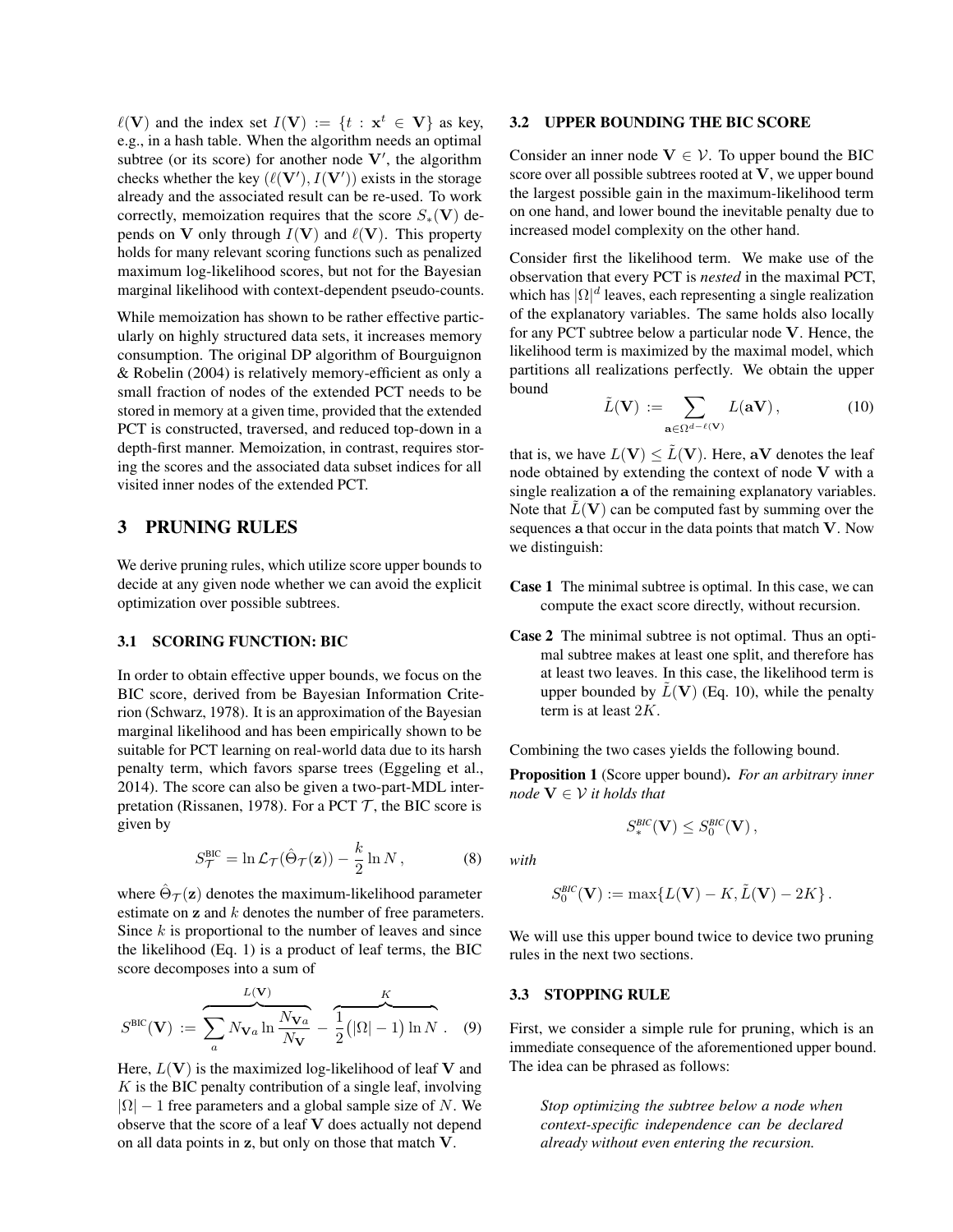$\ell(\mathbf{V})$ and the index set $I(\mathbf{V}) := \{t : \mathbf{x}^t \in \mathbf{V}\}$ as key, e.g., in a hash table. When the algorithm needs an optimal subtree (or its score) for another node $\mathbf{V}'$, the algorithm checks whether the key $(\ell(\mathbf{V}'), I(\mathbf{V}'))$ exists in the storage already and the associated result can be re-used. To work correctly, memoization requires that the score $S_*(\mathbf{V})$ depends on $\mathbf{V}$ only through $I(\mathbf{V})$ and $\ell(\mathbf{V})$. This property holds for many relevant scoring functions such as penalized maximum log-likelihood scores, but not for the Bayesian marginal likelihood with context-dependent pseudo-counts.

While memoization has shown to be rather effective particularly on highly structured data sets, it increases memory consumption. The original DP algorithm of Bourguignon & Robelin (2004) is relatively memory-efficient as only a small fraction of nodes of the extended PCT needs to be stored in memory at a given time, provided that the extended PCT is constructed, traversed, and reduced top-down in a depth-first manner. Memoization, in contrast, requires storing the scores and the associated data subset indices for all visited inner nodes of the extended PCT.

## 3 PRUNING RULES

We derive pruning rules, which utilize score upper bounds to decide at any given node whether we can avoid the explicit optimization over possible subtrees.

### 3.1 SCORING FUNCTION: BIC

In order to obtain effective upper bounds, we focus on the BIC score, derived from be Bayesian Information Criterion (Schwarz, 1978). It is an approximation of the Bayesian marginal likelihood and has been empirically shown to be suitable for PCT learning on real-world data due to its harsh penalty term, which favors sparse trees (Eggeling et al., 2014). The score can also be given a two-part-MDL interpretation (Rissanen, 1978). For a PCT $\mathcal{T}$, the BIC score is given by

$$S^{\text{BIC}}_{\mathcal{T}} = \ln \mathcal{L}_{\mathcal{T}}(\hat{\Theta}_{\mathcal{T}}(\mathbf{z})) - \frac{k}{2}\ln N\,, \tag{8}$$

where $\hat{\Theta}_{\mathcal{T}}(\mathbf{z})$ denotes the maximum-likelihood parameter estimate on $\mathbf{z}$ and $k$ denotes the number of free parameters. Since $k$ is proportional to the number of leaves and since the likelihood (Eq. 1) is a product of leaf terms, the BIC score decomposes into a sum of

$$S^{\text{BIC}}(\mathbf{V}) := \overbrace{\sum_a N_{\mathbf{V}a} \ln \frac{N_{\mathbf{V}a}}{N_{\mathbf{V}}}}^{L(\mathbf{V})} - \overbrace{\frac{1}{2}\big(|\Omega| - 1\big)\ln N}^{K}\,. \tag{9}$$

Here, $L(\mathbf{V})$ is the maximized log-likelihood of leaf $\mathbf{V}$ and $K$ is the BIC penalty contribution of a single leaf, involving $|\Omega| - 1$ free parameters and a global sample size of $N$. We observe that the score of a leaf $\mathbf{V}$ does actually not depend on all data points in $\mathbf{z}$, but only on those that match $\mathbf{V}$.

### 3.2 UPPER BOUNDING THE BIC SCORE

Consider an inner node $\mathbf{V} \in \mathcal{V}$. To upper bound the BIC score over all possible subtrees rooted at $\mathbf{V}$, we upper bound the largest possible gain in the maximum-likelihood term on one hand, and lower bound the inevitable penalty due to increased model complexity on the other hand.

Consider first the likelihood term. We make use of the observation that every PCT is *nested* in the maximal PCT, which has $|\Omega|^d$ leaves, each representing a single realization of the explanatory variables. The same holds also locally for any PCT subtree below a particular node $\mathbf{V}$. Hence, the likelihood term is maximized by the maximal model, which partitions all realizations perfectly. We obtain the upper bound

$$\tilde{L}(\mathbf{V}) := \sum_{\mathbf{a} \in \Omega^{d-\ell(\mathbf{V})}} L(\mathbf{a}\mathbf{V})\,, \tag{10}$$

that is, we have $L(\mathbf{V}) \leq \tilde{L}(\mathbf{V})$. Here, $\mathbf{a}\mathbf{V}$ denotes the leaf node obtained by extending the context of node $\mathbf{V}$ with a single realization $\mathbf{a}$ of the remaining explanatory variables. Note that $\tilde{L}(\mathbf{V})$ can be computed fast by summing over the sequences $\mathbf{a}$ that occur in the data points that match $\mathbf{V}$. Now we distinguish:

**Case 1** The minimal subtree is optimal. In this case, we can compute the exact score directly, without recursion.

**Case 2** The minimal subtree is not optimal. Thus an optimal subtree makes at least one split, and therefore has at least two leaves. In this case, the likelihood term is upper bounded by $\tilde{L}(\mathbf{V})$ (Eq. 10), while the penalty term is at least $2K$.

Combining the two cases yields the following bound.

**Proposition 1** (Score upper bound)**.** *For an arbitrary inner node $\mathbf{V} \in \mathcal{V}$ it holds that*

$$S^{\text{BIC}}_*(\mathbf{V}) \leq S^{\text{BIC}}_0(\mathbf{V})\,,$$

*with*

$$S^{\text{BIC}}_0(\mathbf{V}) := \max\{L(\mathbf{V}) - K, \tilde{L}(\mathbf{V}) - 2K\}\,.$$

We will use this upper bound twice to device two pruning rules in the next two sections.

### 3.3 STOPPING RULE

First, we consider a simple rule for pruning, which is an immediate consequence of the aforementioned upper bound. The idea can be phrased as follows:

> *Stop optimizing the subtree below a node when context-specific independence can be declared already without even entering the recursion.*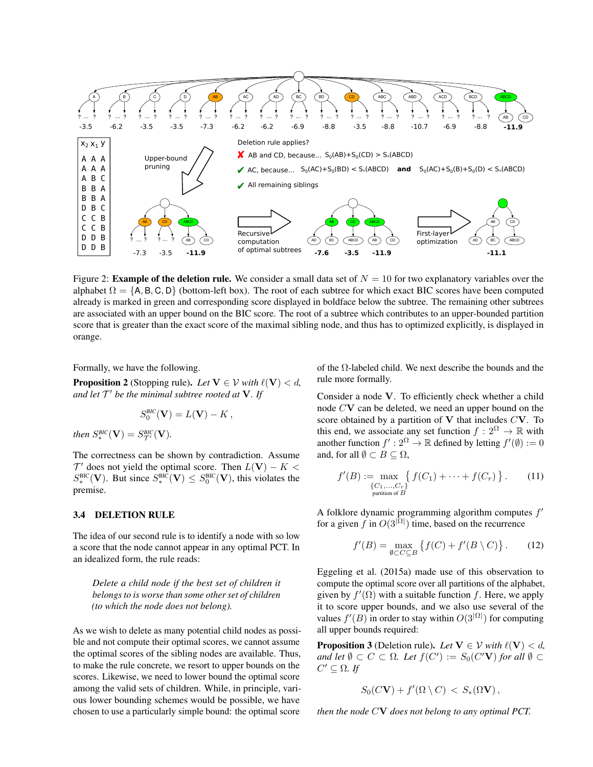Figure 2: **Example of the deletion rule.** We consider a small data set of $N = 10$ for two explanatory variables over the alphabet $\Omega = \{\mathsf{A}, \mathsf{B}, \mathsf{C}, \mathsf{D}\}$ (bottom-left box). The root of each subtree for which exact BIC scores have been computed already is marked in green and corresponding score displayed in boldface below the subtree. The remaining other subtrees are associated with an upper bound on the BIC score. The root of a subtree which contributes to an upper-bounded partition score that is greater than the exact score of the maximal sibling node, and thus has to optimized explicitly, is displayed in orange.

Formally, we have the following.

**Proposition 2** (Stopping rule). *Let $\mathbf{V} \in \mathcal{V}$ with $\ell(\mathbf{V}) < d$, and let $\mathcal{T}'$ be the minimal subtree rooted at $\mathbf{V}$. If*

$$S_0^{BIC}(\mathbf{V}) = L(\mathbf{V}) - K\,,$$

*then $S_*^{BIC}(\mathbf{V}) = S_{\mathcal{T}'}^{BIC}(\mathbf{V})$.*

The correctness can be shown by contradiction. Assume $\mathcal{T}'$ does not yield the optimal score. Then $L(\mathbf{V}) - K < S_*^{\text{BIC}}(\mathbf{V})$. But since $S_*^{\text{BIC}}(\mathbf{V}) \leq S_0^{\text{BIC}}(\mathbf{V})$, this violates the premise.

### 3.4 DELETION RULE

The idea of our second rule is to identify a node with so low a score that the node cannot appear in any optimal PCT. In an idealized form, the rule reads:

> *Delete a child node if the best set of children it belongs to is worse than some other set of children (to which the node does not belong).*

As we wish to delete as many potential child nodes as possible and not compute their optimal scores, we cannot assume the optimal scores of the sibling nodes are available. Thus, to make the rule concrete, we resort to upper bounds on the scores. Likewise, we need to lower bound the optimal score among the valid sets of children. While, in principle, various lower bounding schemes would be possible, we have chosen to use a particularly simple bound: the optimal score of the $\Omega$-labeled child. We next describe the bounds and the rule more formally.

Consider a node $\mathbf{V}$. To efficiently check whether a child node $C\mathbf{V}$ can be deleted, we need an upper bound on the score obtained by a partition of $\mathbf{V}$ that includes $C\mathbf{V}$. To this end, we associate any set function $f : 2^\Omega \to \mathbb{R}$ with another function $f' : 2^\Omega \to \mathbb{R}$ defined by letting $f'(\emptyset) := 0$ and, for all $\emptyset \subset B \subseteq \Omega$,

$$f'(B) := \max_{\substack{\{C_1,\ldots,C_r\} \\ \text{partition of } B}} \left\{ f(C_1) + \cdots + f(C_r) \right\}. \qquad (11)$$

A folklore dynamic programming algorithm computes $f'$ for a given $f$ in $O(3^{|\Omega|})$ time, based on the recurrence

$$f'(B) = \max_{\emptyset \subset C \subseteq B} \left\{ f(C) + f'(B \setminus C) \right\}. \qquad (12)$$

Eggeling et al. (2015a) made use of this observation to compute the optimal score over all partitions of the alphabet, given by $f'(\Omega)$ with a suitable function $f$. Here, we apply it to compute upper bounds, and we also use several of the values $f'(B)$ in order to stay within $O(3^{|\Omega|})$ for computing all upper bounds required:

**Proposition 3** (Deletion rule). *Let $\mathbf{V} \in \mathcal{V}$ with $\ell(\mathbf{V}) < d$, and let $\emptyset \subset C \subset \Omega$. Let $f(C') := S_0(C'\mathbf{V})$ for all $\emptyset \subset C' \subseteq \Omega$. If*

$$S_0(C\mathbf{V}) + f'(\Omega \setminus C) \;<\; S_*(\Omega\mathbf{V})\,,$$

*then the node $C\mathbf{V}$ does not belong to any optimal PCT.*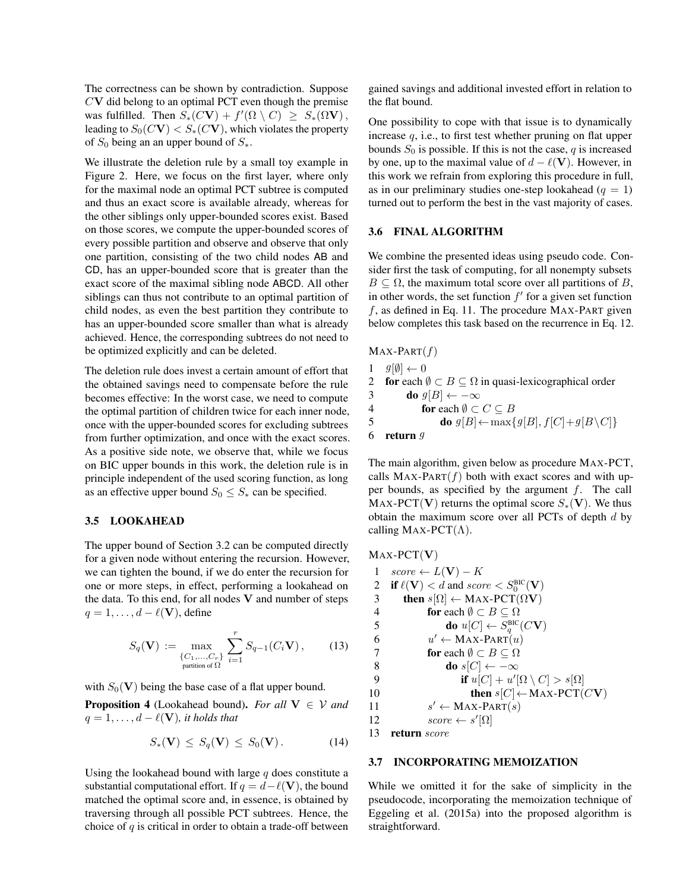The correctness can be shown by contradiction. Suppose $C\mathbf{V}$ did belong to an optimal PCT even though the premise was fulfilled. Then $S_*(C\mathbf{V}) + f'(\Omega \setminus C) \ \geq \ S_*(\Omega\mathbf{V})$, leading to $S_0(C\mathbf{V}) < S_*(C\mathbf{V})$, which violates the property of $S_0$ being an an upper bound of $S_*$.

We illustrate the deletion rule by a small toy example in Figure 2. Here, we focus on the first layer, where only for the maximal node an optimal PCT subtree is computed and thus an exact score is available already, whereas for the other siblings only upper-bounded scores exist. Based on those scores, we compute the upper-bounded scores of every possible partition and observe and observe that only one partition, consisting of the two child nodes AB and CD, has an upper-bounded score that is greater than the exact score of the maximal sibling node ABCD. All other siblings can thus not contribute to an optimal partition of child nodes, as even the best partition they contribute to has an upper-bounded score smaller than what is already achieved. Hence, the corresponding subtrees do not need to be optimized explicitly and can be deleted.

The deletion rule does invest a certain amount of effort that the obtained savings need to compensate before the rule becomes effective: In the worst case, we need to compute the optimal partition of children twice for each inner node, once with the upper-bounded scores for excluding subtrees from further optimization, and once with the exact scores. As a positive side note, we observe that, while we focus on BIC upper bounds in this work, the deletion rule is in principle independent of the used scoring function, as long as an effective upper bound $S_0 \leq S_*$ can be specified.

### 3.5 LOOKAHEAD

The upper bound of Section 3.2 can be computed directly for a given node without entering the recursion. However, we can tighten the bound, if we do enter the recursion for one or more steps, in effect, performing a lookahead on the data. To this end, for all nodes $\mathbf{V}$ and number of steps $q = 1, \ldots, d - \ell(\mathbf{V})$, define

$$S_q(\mathbf{V}) := \max_{\substack{\{C_1,\ldots,C_r\} \\ \text{partition of } \Omega}} \sum_{i=1}^{r} S_{q-1}(C_i\mathbf{V}), \qquad (13)$$

with $S_0(\mathbf{V})$ being the base case of a flat upper bound.

**Proposition 4** (Lookahead bound). *For all $\mathbf{V} \in \mathcal{V}$ and $q = 1, \ldots, d - \ell(\mathbf{V})$, it holds that*

$$S_*(\mathbf{V}) \leq S_q(\mathbf{V}) \leq S_0(\mathbf{V}). \qquad (14)$$

Using the lookahead bound with large $q$ does constitute a substantial computational effort. If $q = d - \ell(\mathbf{V})$, the bound matched the optimal score and, in essence, is obtained by traversing through all possible PCT subtrees. Hence, the choice of $q$ is critical in order to obtain a trade-off between gained savings and additional invested effort in relation to the flat bound.

One possibility to cope with that issue is to dynamically increase $q$, i.e., to first test whether pruning on flat upper bounds $S_0$ is possible. If this is not the case, $q$ is increased by one, up to the maximal value of $d - \ell(\mathbf{V})$. However, in this work we refrain from exploring this procedure in full, as in our preliminary studies one-step lookahead ($q = 1$) turned out to perform the best in the vast majority of cases.

### 3.6 FINAL ALGORITHM

We combine the presented ideas using pseudo code. Consider first the task of computing, for all nonempty subsets $B \subseteq \Omega$, the maximum total score over all partitions of $B$, in other words, the set function $f'$ for a given set function $f$, as defined in Eq. 11. The procedure MAX-PART given below completes this task based on the recurrence in Eq. 12.

```
MAX-PART(f)
1  g[∅] ← 0
2  for each ∅ ⊂ B ⊆ Ω in quasi-lexicographical order
3      do g[B] ← −∞
4         for each ∅ ⊂ C ⊆ B
5             do g[B] ← max{g[B], f[C] + g[B\C]}
6  return g
```

The main algorithm, given below as procedure MAX-PCT, calls MAX-PART$(f)$ both with exact scores and with upper bounds, as specified by the argument $f$. The call MAX-PCT$(\mathbf{V})$ returns the optimal score $S_*(\mathbf{V})$. We thus obtain the maximum score over all PCTs of depth $d$ by calling MAX-PCT$(\Lambda)$.

```
MAX-PCT(V)
1  score ← L(V) − K
2  if ℓ(V) < d and score < S_0^BIC(V)
3     then s[Ω] ← MAX-PCT(ΩV)
4          for each ∅ ⊂ B ⊆ Ω
5              do u[C] ← S_q^BIC(CV)
6          u' ← MAX-PART(u)
7          for each ∅ ⊂ B ⊆ Ω
8              do s[C] ← −∞
9                 if u[C] + u'[Ω \ C] > s[Ω]
10                   then s[C] ← MAX-PCT(CV)
11         s' ← MAX-PART(s)
12         score ← s'[Ω]
13 return score
```

### 3.7 INCORPORATING MEMOIZATION

While we omitted it for the sake of simplicity in the pseudocode, incorporating the memoization technique of Eggeling et al. (2015a) into the proposed algorithm is straightforward.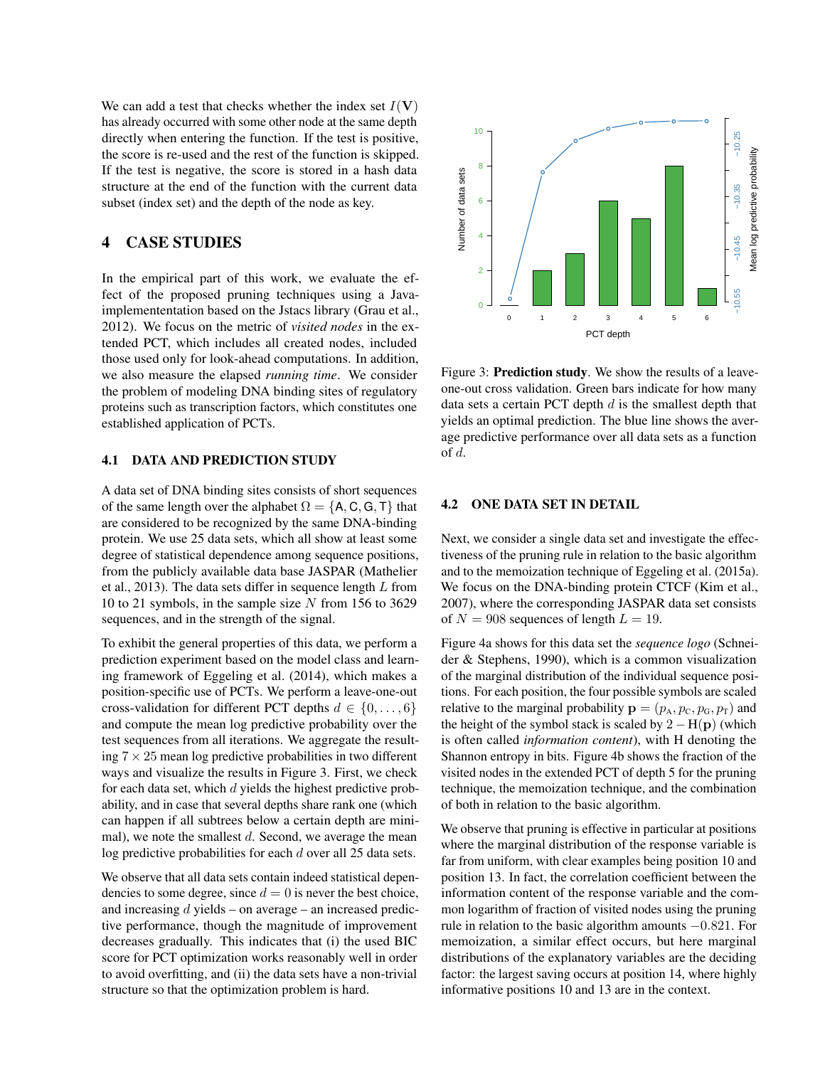We can add a test that checks whether the index set $I(\mathbf{V})$ has already occurred with some other node at the same depth directly when entering the function. If the test is positive, the score is re-used and the rest of the function is skipped. If the test is negative, the score is stored in a hash data structure at the end of the function with the current data subset (index set) and the depth of the node as key.

# 4 CASE STUDIES

In the empirical part of this work, we evaluate the effect of the proposed pruning techniques using a Java-implementention based on the Jstacs library (Grau et al., 2012). We focus on the metric of *visited nodes* in the extended PCT, which includes all created nodes, included those used only for look-ahead computations. In addition, we also measure the elapsed *running time*. We consider the problem of modeling DNA binding sites of regulatory proteins such as transcription factors, which constitutes one established application of PCTs.

## 4.1 DATA AND PREDICTION STUDY

A data set of DNA binding sites consists of short sequences of the same length over the alphabet $\Omega = \{\mathsf{A}, \mathsf{C}, \mathsf{G}, \mathsf{T}\}$ that are considered to be recognized by the same DNA-binding protein. We use 25 data sets, which all show at least some degree of statistical dependence among sequence positions, from the publicly available data base JASPAR (Mathelier et al., 2013). The data sets differ in sequence length $L$ from 10 to 21 symbols, in the sample size $N$ from 156 to 3629 sequences, and in the strength of the signal.

To exhibit the general properties of this data, we perform a prediction experiment based on the model class and learning framework of Eggeling et al. (2014), which makes a position-specific use of PCTs. We perform a leave-one-out cross-validation for different PCT depths $d \in \{0, \ldots, 6\}$ and compute the mean log predictive probability over the test sequences from all iterations. We aggregate the resulting $7 \times 25$ mean log predictive probabilities in two different ways and visualize the results in Figure 3. First, we check for each data set, which $d$ yields the highest predictive probability, and in case that several depths share rank one (which can happen if all subtrees below a certain depth are minimal), we note the smallest $d$. Second, we average the mean log predictive probabilities for each $d$ over all 25 data sets.

We observe that all data sets contain indeed statistical dependencies to some degree, since $d = 0$ is never the best choice, and increasing $d$ yields – on average – an increased predictive performance, though the magnitude of improvement decreases gradually. This indicates that (i) the used BIC score for PCT optimization works reasonably well in order to avoid overfitting, and (ii) the data sets have a non-trivial structure so that the optimization problem is hard.

Figure 3: **Prediction study**. We show the results of a leave-one-out cross validation. Green bars indicate for how many data sets a certain PCT depth $d$ is the smallest depth that yields an optimal prediction. The blue line shows the average predictive performance over all data sets as a function of $d$.

## 4.2 ONE DATA SET IN DETAIL

Next, we consider a single data set and investigate the effectiveness of the pruning rule in relation to the basic algorithm and to the memoization technique of Eggeling et al. (2015a). We focus on the DNA-binding protein CTCF (Kim et al., 2007), where the corresponding JASPAR data set consists of $N = 908$ sequences of length $L = 19$.

Figure 4a shows for this data set the *sequence logo* (Schneider & Stephens, 1990), which is a common visualization of the marginal distribution of the individual sequence positions. For each position, the four possible symbols are scaled relative to the marginal probability $\mathbf{p} = (p_{\mathrm{A}}, p_{\mathrm{C}}, p_{\mathrm{G}}, p_{\mathrm{T}})$ and the height of the symbol stack is scaled by $2 - \mathrm{H}(\mathbf{p})$ (which is often called *information content*), with H denoting the Shannon entropy in bits. Figure 4b shows the fraction of the visited nodes in the extended PCT of depth 5 for the pruning technique, the memoization technique, and the combination of both in relation to the basic algorithm.

We observe that pruning is effective in particular at positions where the marginal distribution of the response variable is far from uniform, with clear examples being position 10 and position 13. In fact, the correlation coefficient between the information content of the response variable and the common logarithm of fraction of visited nodes using the pruning rule in relation to the basic algorithm amounts $-0.821$. For memoization, a similar effect occurs, but here marginal distributions of the explanatory variables are the deciding factor: the largest saving occurs at position 14, where highly informative positions 10 and 13 are in the context.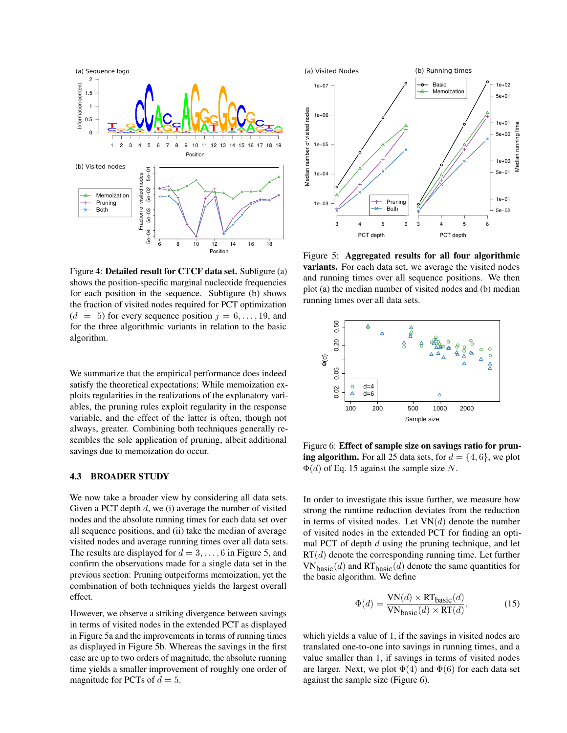Figure 4: **Detailed result for CTCF data set.** Subfigure (a) shows the position-specific marginal nucleotide frequencies for each position in the sequence. Subfigure (b) shows the fraction of visited nodes required for PCT optimization ($d = 5$) for every sequence position $j = 6, \ldots, 19$, and for the three algorithmic variants in relation to the basic algorithm.

We summarize that the empirical performance does indeed satisfy the theoretical expectations: While memoization exploits regularities in the realizations of the explanatory variables, the pruning rules exploit regularity in the response variable, and the effect of the latter is often, though not always, greater. Combining both techniques generally resembles the sole application of pruning, albeit additional savings due to memoization do occur.

### 4.3 BROADER STUDY

We now take a broader view by considering all data sets. Given a PCT depth $d$, we (i) average the number of visited nodes and the absolute running times for each data set over all sequence positions, and (ii) take the median of average visited nodes and average running times over all data sets. The results are displayed for $d = 3, \ldots, 6$ in Figure 5, and confirm the observations made for a single data set in the previous section: Pruning outperforms memoization, yet the combination of both techniques yields the largest overall effect.

However, we observe a striking divergence between savings in terms of visited nodes in the extended PCT as displayed in Figure 5a and the improvements in terms of running times as displayed in Figure 5b. Whereas the savings in the first case are up to two orders of magnitude, the absolute running time yields a smaller improvement of roughly one order of magnitude for PCTs of $d = 5$.

Figure 5: **Aggregated results for all four algorithmic variants.** For each data set, we average the visited nodes and running times over all sequence positions. We then plot (a) the median number of visited nodes and (b) median running times over all data sets.

Figure 6: **Effect of sample size on savings ratio for pruning algorithm.** For all 25 data sets, for $d = \{4, 6\}$, we plot $\Phi(d)$ of Eq. 15 against the sample size $N$.

In order to investigate this issue further, we measure how strong the runtime reduction deviates from the reduction in terms of visited nodes. Let $\text{VN}(d)$ denote the number of visited nodes in the extended PCT for finding an optimal PCT of depth $d$ using the pruning technique, and let $\text{RT}(d)$ denote the corresponding running time. Let further $\text{VN}_{\text{basic}}(d)$ and $\text{RT}_{\text{basic}}(d)$ denote the same quantities for the basic algorithm. We define

$$\Phi(d) = \frac{\text{VN}(d) \times \text{RT}_{\text{basic}}(d)}{\text{VN}_{\text{basic}}(d) \times \text{RT}(d)}, \qquad (15)$$

which yields a value of 1, if the savings in visited nodes are translated one-to-one into savings in running times, and a value smaller than 1, if savings in terms of visited nodes are larger. Next, we plot $\Phi(4)$ and $\Phi(6)$ for each data set against the sample size (Figure 6).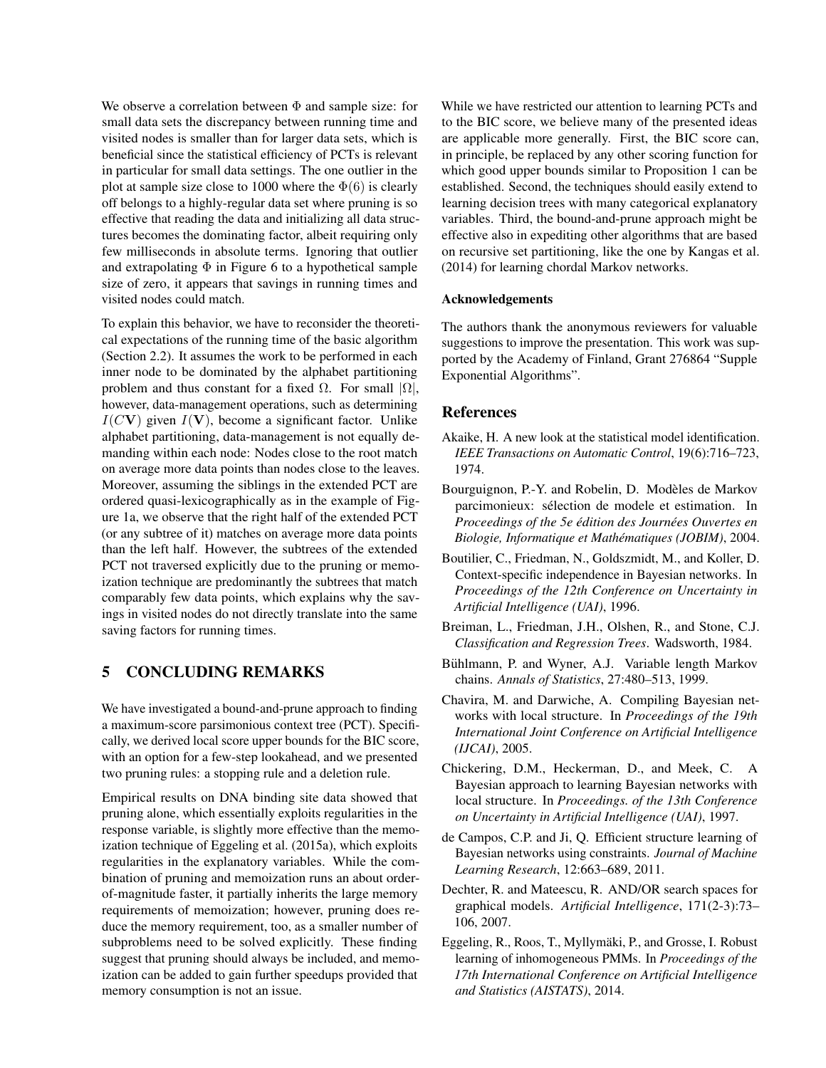We observe a correlation between $\Phi$ and sample size: for small data sets the discrepancy between running time and visited nodes is smaller than for larger data sets, which is beneficial since the statistical efficiency of PCTs is relevant in particular for small data settings. The one outlier in the plot at sample size close to 1000 where the $\Phi(6)$ is clearly off belongs to a highly-regular data set where pruning is so effective that reading the data and initializing all data structures becomes the dominating factor, albeit requiring only few milliseconds in absolute terms. Ignoring that outlier and extrapolating $\Phi$ in Figure 6 to a hypothetical sample size of zero, it appears that savings in running times and visited nodes could match.

To explain this behavior, we have to reconsider the theoretical expectations of the running time of the basic algorithm (Section 2.2). It assumes the work to be performed in each inner node to be dominated by the alphabet partitioning problem and thus constant for a fixed $\Omega$. For small $|\Omega|$, however, data-management operations, such as determining $I(C\mathbf{V})$ given $I(\mathbf{V})$, become a significant factor. Unlike alphabet partitioning, data-management is not equally demanding within each node: Nodes close to the root match on average more data points than nodes close to the leaves. Moreover, assuming the siblings in the extended PCT are ordered quasi-lexicographically as in the example of Figure 1a, we observe that the right half of the extended PCT (or any subtree of it) matches on average more data points than the left half. However, the subtrees of the extended PCT not traversed explicitly due to the pruning or memoization technique are predominantly the subtrees that match comparably few data points, which explains why the savings in visited nodes do not directly translate into the same saving factors for running times.

## 5 CONCLUDING REMARKS

We have investigated a bound-and-prune approach to finding a maximum-score parsimonious context tree (PCT). Specifically, we derived local score upper bounds for the BIC score, with an option for a few-step lookahead, and we presented two pruning rules: a stopping rule and a deletion rule.

Empirical results on DNA binding site data showed that pruning alone, which essentially exploits regularities in the response variable, is slightly more effective than the memoization technique of Eggeling et al. (2015a), which exploits regularities in the explanatory variables. While the combination of pruning and memoization runs an about order-of-magnitude faster, it partially inherits the large memory requirements of memoization; however, pruning does reduce the memory requirement, too, as a smaller number of subproblems need to be solved explicitly. These finding suggest that pruning should always be included, and memoization can be added to gain further speedups provided that memory consumption is not an issue.

While we have restricted our attention to learning PCTs and to the BIC score, we believe many of the presented ideas are applicable more generally. First, the BIC score can, in principle, be replaced by any other scoring function for which good upper bounds similar to Proposition 1 can be established. Second, the techniques should easily extend to learning decision trees with many categorical explanatory variables. Third, the bound-and-prune approach might be effective also in expediting other algorithms that are based on recursive set partitioning, like the one by Kangas et al. (2014) for learning chordal Markov networks.

### Acknowledgements

The authors thank the anonymous reviewers for valuable suggestions to improve the presentation. This work was supported by the Academy of Finland, Grant 276864 "Supple Exponential Algorithms".

## References

Akaike, H. A new look at the statistical model identification. *IEEE Transactions on Automatic Control*, 19(6):716–723, 1974.

Bourguignon, P.-Y. and Robelin, D. Modèles de Markov parcimonieux: sélection de modele et estimation. In *Proceedings of the 5e édition des Journées Ouvertes en Biologie, Informatique et Mathématiques (JOBIM)*, 2004.

Boutilier, C., Friedman, N., Goldszmidt, M., and Koller, D. Context-specific independence in Bayesian networks. In *Proceedings of the 12th Conference on Uncertainty in Artificial Intelligence (UAI)*, 1996.

Breiman, L., Friedman, J.H., Olshen, R., and Stone, C.J. *Classification and Regression Trees*. Wadsworth, 1984.

Bühlmann, P. and Wyner, A.J. Variable length Markov chains. *Annals of Statistics*, 27:480–513, 1999.

Chavira, M. and Darwiche, A. Compiling Bayesian networks with local structure. In *Proceedings of the 19th International Joint Conference on Artificial Intelligence (IJCAI)*, 2005.

Chickering, D.M., Heckerman, D., and Meek, C. A Bayesian approach to learning Bayesian networks with local structure. In *Proceedings. of the 13th Conference on Uncertainty in Artificial Intelligence (UAI)*, 1997.

de Campos, C.P. and Ji, Q. Efficient structure learning of Bayesian networks using constraints. *Journal of Machine Learning Research*, 12:663–689, 2011.

Dechter, R. and Mateescu, R. AND/OR search spaces for graphical models. *Artificial Intelligence*, 171(2-3):73–106, 2007.

Eggeling, R., Roos, T., Myllymäki, P., and Grosse, I. Robust learning of inhomogeneous PMMs. In *Proceedings of the 17th International Conference on Artificial Intelligence and Statistics (AISTATS)*, 2014.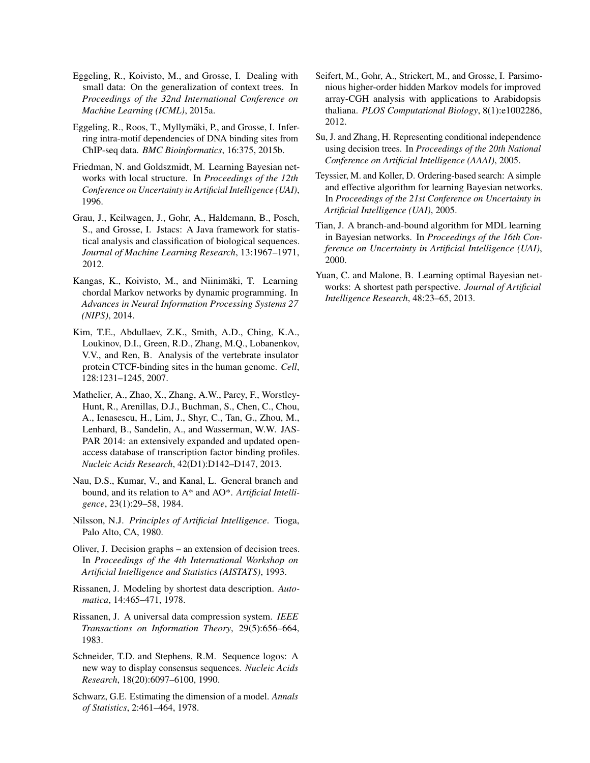Eggeling, R., Koivisto, M., and Grosse, I. Dealing with small data: On the generalization of context trees. In *Proceedings of the 32nd International Conference on Machine Learning (ICML)*, 2015a.

Eggeling, R., Roos, T., Myllymäki, P., and Grosse, I. Inferring intra-motif dependencies of DNA binding sites from ChIP-seq data. *BMC Bioinformatics*, 16:375, 2015b.

Friedman, N. and Goldszmidt, M. Learning Bayesian networks with local structure. In *Proceedings of the 12th Conference on Uncertainty in Artificial Intelligence (UAI)*, 1996.

Grau, J., Keilwagen, J., Gohr, A., Haldemann, B., Posch, S., and Grosse, I. Jstacs: A Java framework for statistical analysis and classification of biological sequences. *Journal of Machine Learning Research*, 13:1967–1971, 2012.

Kangas, K., Koivisto, M., and Niinimäki, T. Learning chordal Markov networks by dynamic programming. In *Advances in Neural Information Processing Systems 27 (NIPS)*, 2014.

Kim, T.E., Abdullaev, Z.K., Smith, A.D., Ching, K.A., Loukinov, D.I., Green, R.D., Zhang, M.Q., Lobanenkov, V.V., and Ren, B. Analysis of the vertebrate insulator protein CTCF-binding sites in the human genome. *Cell*, 128:1231–1245, 2007.

Mathelier, A., Zhao, X., Zhang, A.W., Parcy, F., Worstley-Hunt, R., Arenillas, D.J., Buchman, S., Chen, C., Chou, A., Ienasescu, H., Lim, J., Shyr, C., Tan, G., Zhou, M., Lenhard, B., Sandelin, A., and Wasserman, W.W. JASPAR 2014: an extensively expanded and updated open-access database of transcription factor binding profiles. *Nucleic Acids Research*, 42(D1):D142–D147, 2013.

Nau, D.S., Kumar, V., and Kanal, L. General branch and bound, and its relation to A* and AO*. *Artificial Intelligence*, 23(1):29–58, 1984.

Nilsson, N.J. *Principles of Artificial Intelligence*. Tioga, Palo Alto, CA, 1980.

Oliver, J. Decision graphs – an extension of decision trees. In *Proceedings of the 4th International Workshop on Artificial Intelligence and Statistics (AISTATS)*, 1993.

Rissanen, J. Modeling by shortest data description. *Automatica*, 14:465–471, 1978.

Rissanen, J. A universal data compression system. *IEEE Transactions on Information Theory*, 29(5):656–664, 1983.

Schneider, T.D. and Stephens, R.M. Sequence logos: A new way to display consensus sequences. *Nucleic Acids Research*, 18(20):6097–6100, 1990.

Schwarz, G.E. Estimating the dimension of a model. *Annals of Statistics*, 2:461–464, 1978.

Seifert, M., Gohr, A., Strickert, M., and Grosse, I. Parsimonious higher-order hidden Markov models for improved array-CGH analysis with applications to Arabidopsis thaliana. *PLOS Computational Biology*, 8(1):e1002286, 2012.

Su, J. and Zhang, H. Representing conditional independence using decision trees. In *Proceedings of the 20th National Conference on Artificial Intelligence (AAAI)*, 2005.

Teyssier, M. and Koller, D. Ordering-based search: A simple and effective algorithm for learning Bayesian networks. In *Proceedings of the 21st Conference on Uncertainty in Artificial Intelligence (UAI)*, 2005.

Tian, J. A branch-and-bound algorithm for MDL learning in Bayesian networks. In *Proceedings of the 16th Conference on Uncertainty in Artificial Intelligence (UAI)*, 2000.

Yuan, C. and Malone, B. Learning optimal Bayesian networks: A shortest path perspective. *Journal of Artificial Intelligence Research*, 48:23–65, 2013.